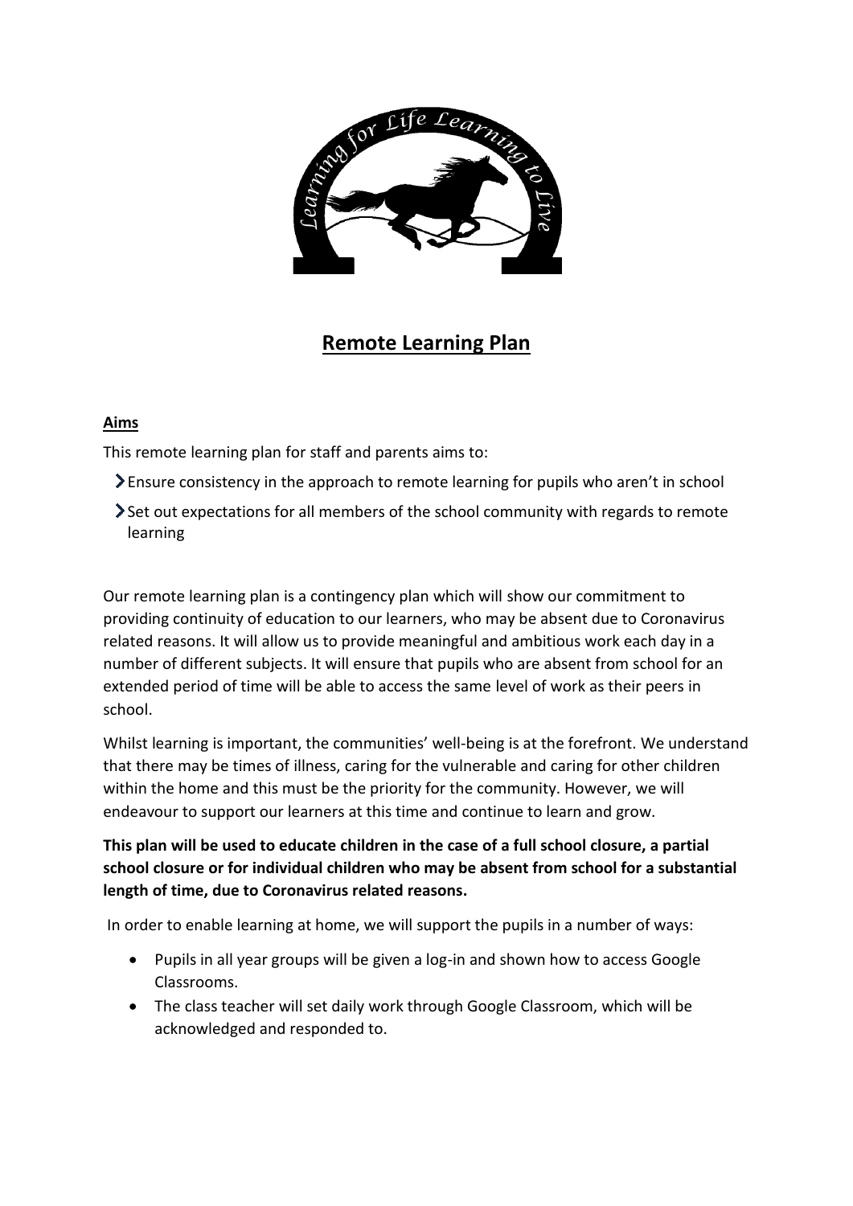# Remote Learning Plan

## Aims

This remote learning plan for staff and parents aims to:

- Ensure consistency in the approach to remote learning for pupils who aren't in school
- Set out expectations for all members of the school community with regards to remote learning

Our remote learning plan is a contingency plan which will show our commitment to providing continuity of education to our learners, who may be absent due to Coronavirus related reasons. It will allow us to provide meaningful and ambitious work each day in a number of different subjects. It will ensure that pupils who are absent from school for an extended period of time will be able to access the same level of work as their peers in school.

Whilst learning is important, the communities' well-being is at the forefront. We understand that there may be times of illness, caring for the vulnerable and caring for other children within the home and this must be the priority for the community. However, we will endeavour to support our learners at this time and continue to learn and grow.

**This plan will be used to educate children in the case of a full school closure, a partial school closure or for individual children who may be absent from school for a substantial length of time, due to Coronavirus related reasons.**

In order to enable learning at home, we will support the pupils in a number of ways:

- Pupils in all year groups will be given a log-in and shown how to access Google Classrooms.
- The class teacher will set daily work through Google Classroom, which will be acknowledged and responded to.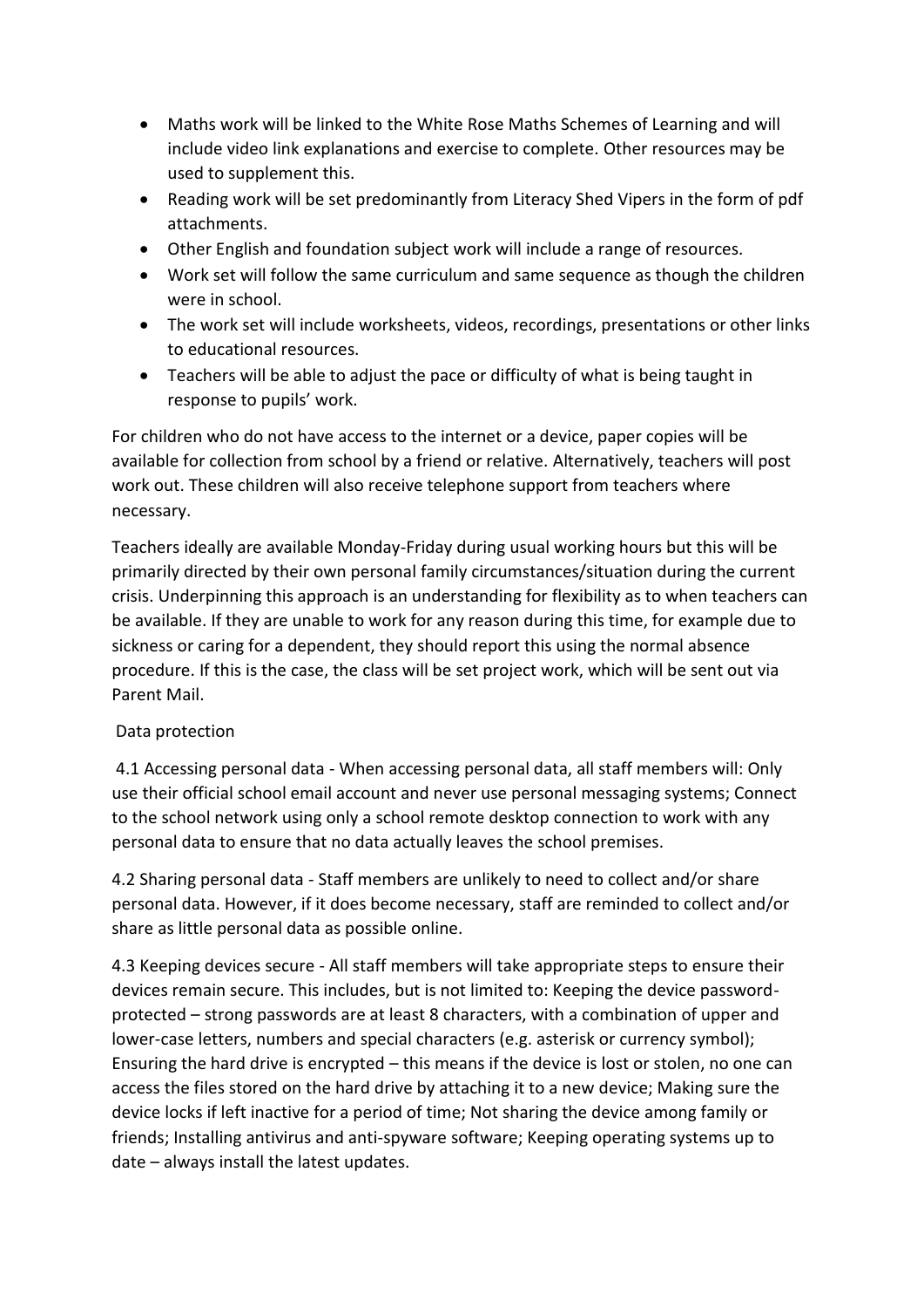- Maths work will be linked to the White Rose Maths Schemes of Learning and will include video link explanations and exercise to complete. Other resources may be used to supplement this.
- Reading work will be set predominantly from Literacy Shed Vipers in the form of pdf attachments.
- Other English and foundation subject work will include a range of resources.
- Work set will follow the same curriculum and same sequence as though the children were in school.
- The work set will include worksheets, videos, recordings, presentations or other links to educational resources.
- Teachers will be able to adjust the pace or difficulty of what is being taught in response to pupils' work.

For children who do not have access to the internet or a device, paper copies will be available for collection from school by a friend or relative. Alternatively, teachers will post work out. These children will also receive telephone support from teachers where necessary.

Teachers ideally are available Monday-Friday during usual working hours but this will be primarily directed by their own personal family circumstances/situation during the current crisis. Underpinning this approach is an understanding for flexibility as to when teachers can be available. If they are unable to work for any reason during this time, for example due to sickness or caring for a dependent, they should report this using the normal absence procedure. If this is the case, the class will be set project work, which will be sent out via Parent Mail.

Data protection

4.1 Accessing personal data - When accessing personal data, all staff members will: Only use their official school email account and never use personal messaging systems; Connect to the school network using only a school remote desktop connection to work with any personal data to ensure that no data actually leaves the school premises.

4.2 Sharing personal data - Staff members are unlikely to need to collect and/or share personal data. However, if it does become necessary, staff are reminded to collect and/or share as little personal data as possible online.

4.3 Keeping devices secure - All staff members will take appropriate steps to ensure their devices remain secure. This includes, but is not limited to: Keeping the device password-protected – strong passwords are at least 8 characters, with a combination of upper and lower-case letters, numbers and special characters (e.g. asterisk or currency symbol); Ensuring the hard drive is encrypted – this means if the device is lost or stolen, no one can access the files stored on the hard drive by attaching it to a new device; Making sure the device locks if left inactive for a period of time; Not sharing the device among family or friends; Installing antivirus and anti-spyware software; Keeping operating systems up to date – always install the latest updates.